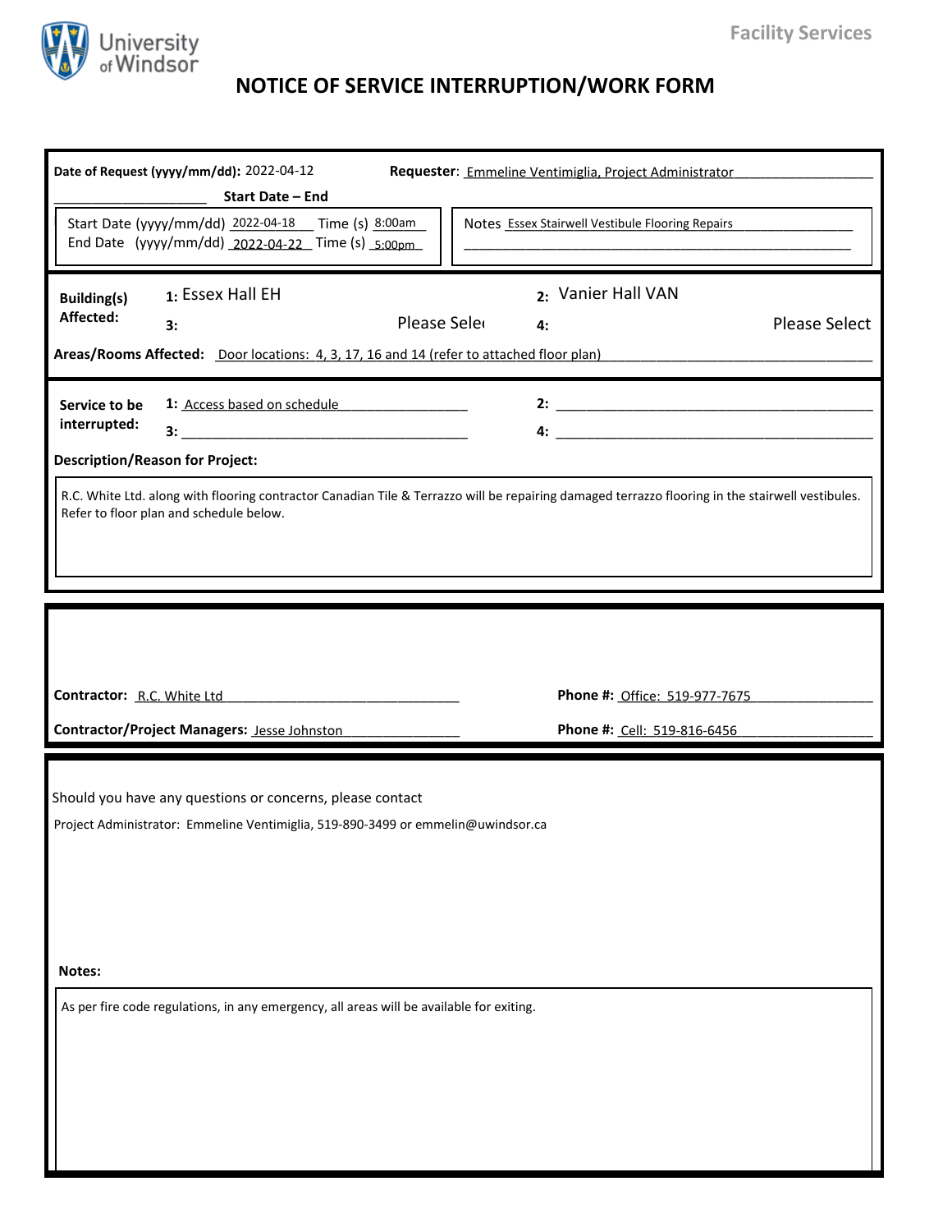University of Windsor

Facility Services

# NOTICE OF SERVICE INTERRUPTION/WORK FORM

**Date of Request (yyyy/mm/dd):** 2022-04-12 **Requester**: Emmeline Ventimiglia, Project Administrator

**Start Date – End**

Start Date (yyyy/mm/dd) 2022-04-18 Time (s) 8:00am
End Date (yyyy/mm/dd) 2022-04-22 Time (s) 5:00pm

Notes Essex Stairwell Vestibule Flooring Repairs

**Building(s) Affected:**

1: Essex Hall EH
2: Vanier Hall VAN
3: Please Select
4: Please Select

**Areas/Rooms Affected:** Door locations: 4, 3, 17, 16 and 14 (refer to attached floor plan)

**Service to be interrupted:**

1: Access based on schedule
2:
3:
4:

**Description/Reason for Project:**

R.C. White Ltd. along with flooring contractor Canadian Tile & Terrazzo will be repairing damaged terrazzo flooring in the stairwell vestibules. Refer to floor plan and schedule below.

**Contractor:** R.C. White Ltd **Phone #:** Office: 519-977-7675

**Contractor/Project Managers:** Jesse Johnston **Phone #:** Cell: 519-816-6456

Should you have any questions or concerns, please contact

Project Administrator: Emmeline Ventimiglia, 519-890-3499 or emmelin@uwindsor.ca

**Notes:**

As per fire code regulations, in any emergency, all areas will be available for exiting.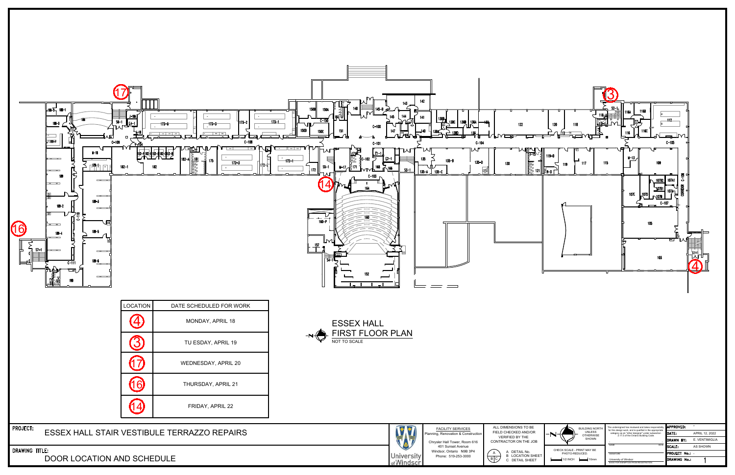# ESSEX HALL FIRST FLOOR PLAN

NOT TO SCALE

| LOCATION | DATE SCHEDULED FOR WORK |
| --- | --- |
| 4 | MONDAY, APRIL 18 |
| 3 | TU ESDAY, APRIL 19 |
| 17 | WEDNESDAY, APRIL 20 |
| 16 | THURSDAY, APRIL 21 |
| 14 | FRIDAY, APRIL 22 |

PROJECT: ESSEX HALL STAIR VESTIBULE TERRAZZO REPAIRS

DRAWING TITLE: DOOR LOCATION AND SCHEDULE

University of Windsor

FACILITY SERVICES
Planning, Renovation & Construction
Chrysler Hall Tower, Room 616
401 Sunset Avenue
Windsor, Ontario N9B 3P4
Phone: 519-253-3000

ALL DIMENSIONS TO BE FIELD CHECKED AND/OR VERIFIED BY THE CONTRACTOR ON THE JOB

A DETAIL No.
B LOCATION SHEET
C DETAIL SHEET

BUILDING NORTH UNLESS OTHERWISE SHOWN

CHECK SCALE - PRINT MAY BE PHOTO-REDUCED.
1/2 INCH 10mm

The undersigned has reviewed and takes responsibility for this design work, and is qualified in the appropriate category as an "other designer" under subsection 2.17.5 of the Ontario Building Code.

| | |
| --- | --- |
| APPROVED: | - |
| DATE: | APRIL 12, 2022 |
| DRAWN BY: | E. VENTIMIGLIA |
| SCALE: | AS SHOWN |
| PROJECT No.: | - |
| DRAWING No.: | 1 |